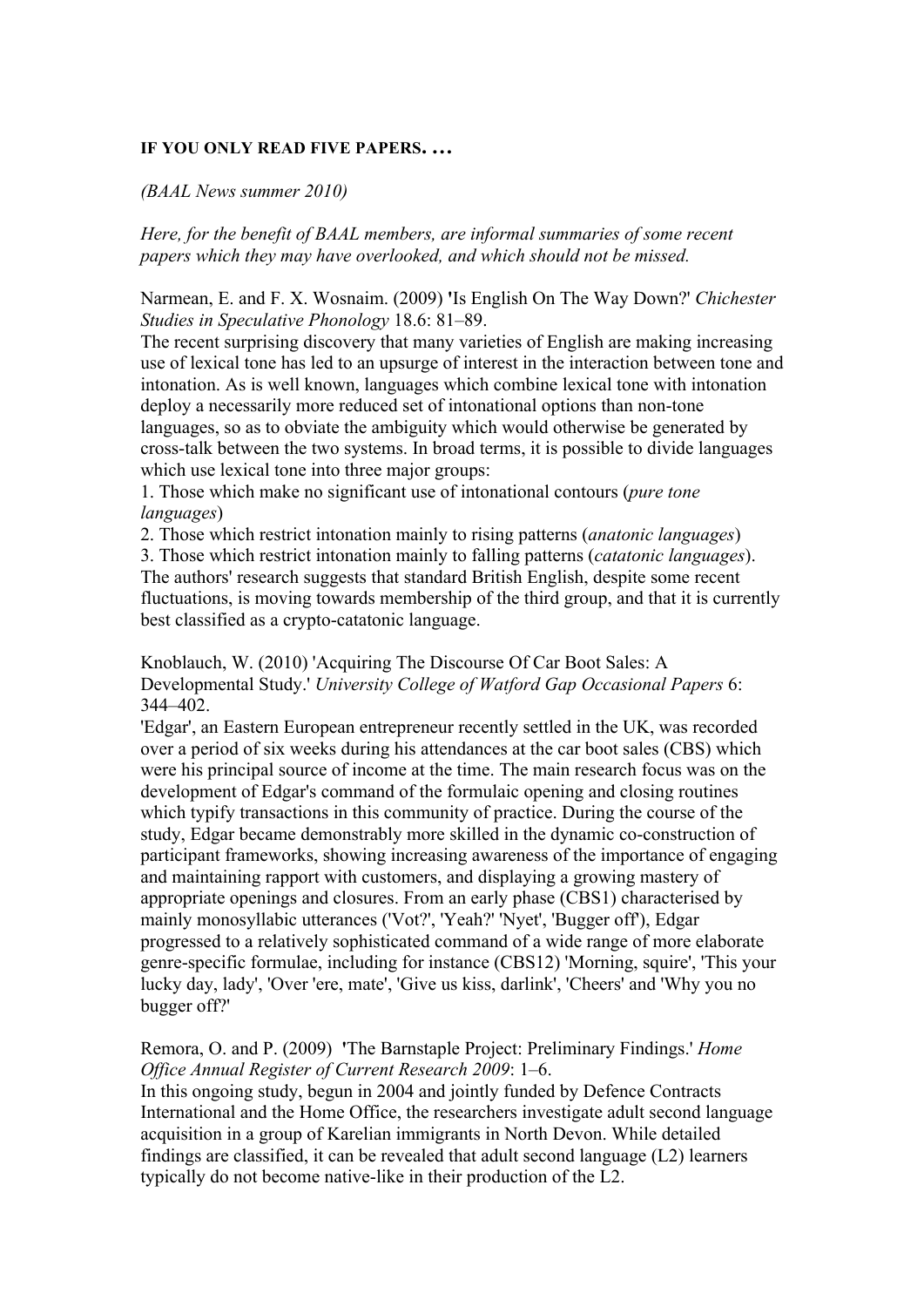**IF YOU ONLY READ FIVE PAPERS. …**

*(BAAL News summer 2010)*

*Here, for the benefit of BAAL members, are informal summaries of some recent papers which they may have overlooked, and which should not be missed.*

Narmean, E. and F. X. Wosnaim. (2009) 'Is English On The Way Down?' *Chichester Studies in Speculative Phonology* 18.6: 81–89.

The recent surprising discovery that many varieties of English are making increasing use of lexical tone has led to an upsurge of interest in the interaction between tone and intonation. As is well known, languages which combine lexical tone with intonation deploy a necessarily more reduced set of intonational options than non-tone languages, so as to obviate the ambiguity which would otherwise be generated by cross-talk between the two systems. In broad terms, it is possible to divide languages which use lexical tone into three major groups:

1. Those which make no significant use of intonational contours (*pure tone languages*)
2. Those which restrict intonation mainly to rising patterns (*anatonic languages*)
3. Those which restrict intonation mainly to falling patterns (*catatonic languages*).

The authors' research suggests that standard British English, despite some recent fluctuations, is moving towards membership of the third group, and that it is currently best classified as a crypto-catatonic language.

Knoblauch, W. (2010) 'Acquiring The Discourse Of Car Boot Sales: A Developmental Study.' *University College of Watford Gap Occasional Papers* 6: 344–402.

'Edgar', an Eastern European entrepreneur recently settled in the UK, was recorded over a period of six weeks during his attendances at the car boot sales (CBS) which were his principal source of income at the time. The main research focus was on the development of Edgar's command of the formulaic opening and closing routines which typify transactions in this community of practice. During the course of the study, Edgar became demonstrably more skilled in the dynamic co-construction of participant frameworks, showing increasing awareness of the importance of engaging and maintaining rapport with customers, and displaying a growing mastery of appropriate openings and closures. From an early phase (CBS1) characterised by mainly monosyllabic utterances ('Vot?', 'Yeah?' 'Nyet', 'Bugger off'), Edgar progressed to a relatively sophisticated command of a wide range of more elaborate genre-specific formulae, including for instance (CBS12) 'Morning, squire', 'This your lucky day, lady', 'Over 'ere, mate', 'Give us kiss, darlink', 'Cheers' and 'Why you no bugger off?'

Remora, O. and P. (2009) 'The Barnstaple Project: Preliminary Findings.' *Home Office Annual Register of Current Research 2009*: 1–6.

In this ongoing study, begun in 2004 and jointly funded by Defence Contracts International and the Home Office, the researchers investigate adult second language acquisition in a group of Karelian immigrants in North Devon. While detailed findings are classified, it can be revealed that adult second language (L2) learners typically do not become native-like in their production of the L2.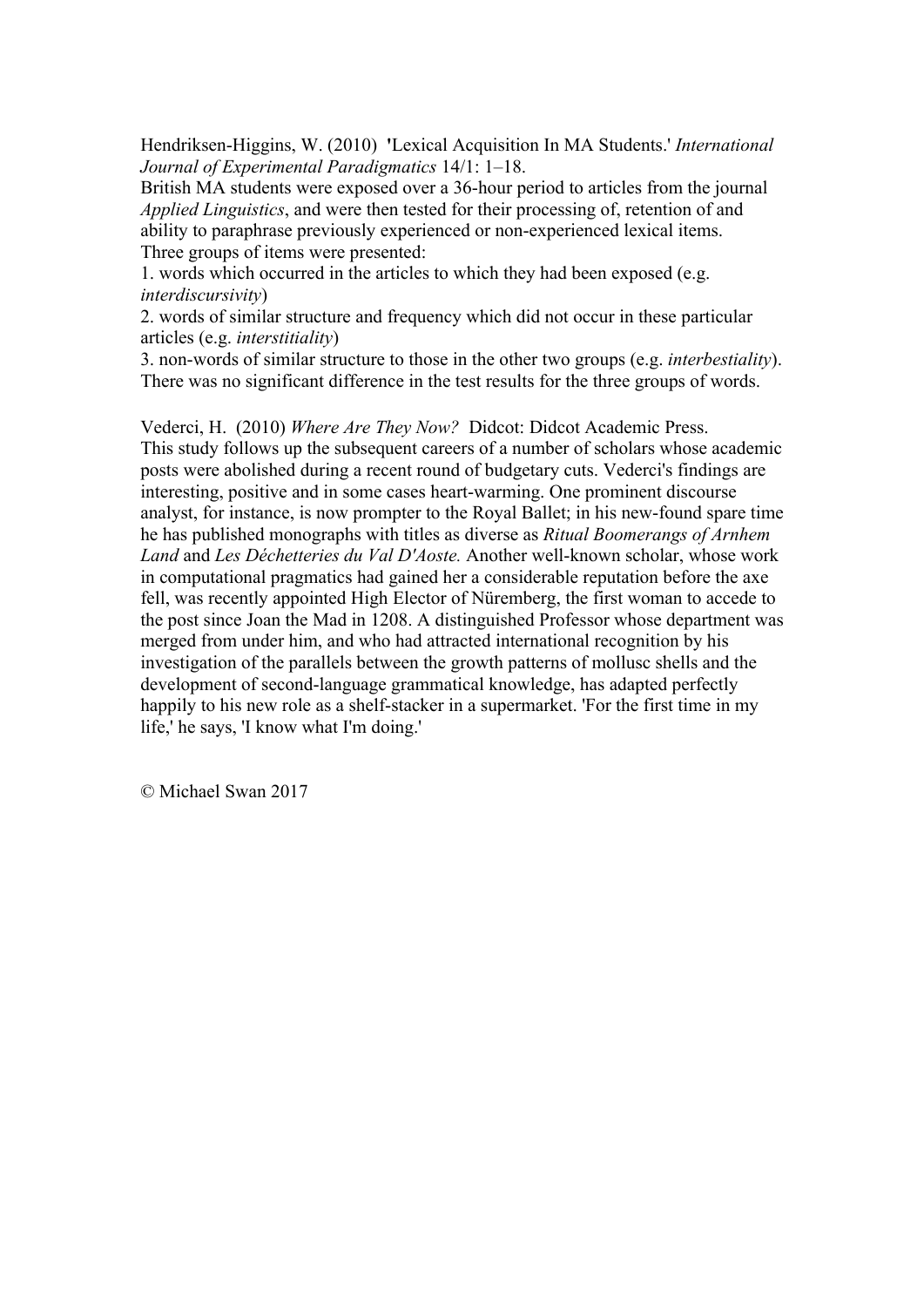Hendriksen-Higgins, W. (2010) 'Lexical Acquisition In MA Students.' *International Journal of Experimental Paradigmatics* 14/1: 1–18.
British MA students were exposed over a 36-hour period to articles from the journal *Applied Linguistics*, and were then tested for their processing of, retention of and ability to paraphrase previously experienced or non-experienced lexical items.
Three groups of items were presented:
1. words which occurred in the articles to which they had been exposed (e.g. *interdiscursivity*)
2. words of similar structure and frequency which did not occur in these particular articles (e.g. *interstitiality*)
3. non-words of similar structure to those in the other two groups (e.g. *interbestiality*).
There was no significant difference in the test results for the three groups of words.

Vederci, H. (2010) *Where Are They Now?* Didcot: Didcot Academic Press.
This study follows up the subsequent careers of a number of scholars whose academic posts were abolished during a recent round of budgetary cuts. Vederci's findings are interesting, positive and in some cases heart-warming. One prominent discourse analyst, for instance, is now prompter to the Royal Ballet; in his new-found spare time he has published monographs with titles as diverse as *Ritual Boomerangs of Arnhem Land* and *Les Déchetteries du Val D'Aoste.* Another well-known scholar, whose work in computational pragmatics had gained her a considerable reputation before the axe fell, was recently appointed High Elector of Nüremberg, the first woman to accede to the post since Joan the Mad in 1208. A distinguished Professor whose department was merged from under him, and who had attracted international recognition by his investigation of the parallels between the growth patterns of mollusc shells and the development of second-language grammatical knowledge, has adapted perfectly happily to his new role as a shelf-stacker in a supermarket. 'For the first time in my life,' he says, 'I know what I'm doing.'

© Michael Swan 2017